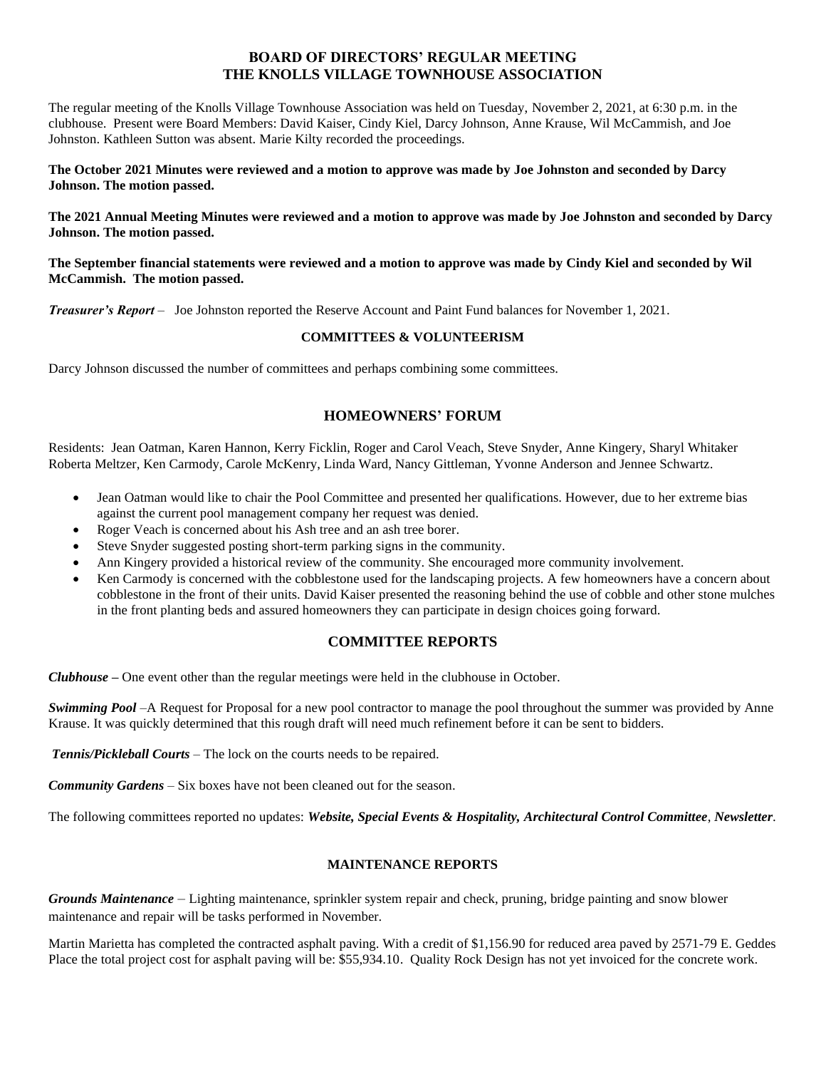# BOARD OF DIRECTORS' REGULAR MEETING
# THE KNOLLS VILLAGE TOWNHOUSE ASSOCIATION

The regular meeting of the Knolls Village Townhouse Association was held on Tuesday, November 2, 2021, at 6:30 p.m. in the clubhouse. Present were Board Members: David Kaiser, Cindy Kiel, Darcy Johnson, Anne Krause, Wil McCammish, and Joe Johnston. Kathleen Sutton was absent. Marie Kilty recorded the proceedings.

**The October 2021 Minutes were reviewed and a motion to approve was made by Joe Johnston and seconded by Darcy Johnson. The motion passed.**

**The 2021 Annual Meeting Minutes were reviewed and a motion to approve was made by Joe Johnston and seconded by Darcy Johnson. The motion passed.**

**The September financial statements were reviewed and a motion to approve was made by Cindy Kiel and seconded by Wil McCammish. The motion passed.**

***Treasurer's Report*** – Joe Johnston reported the Reserve Account and Paint Fund balances for November 1, 2021.

## COMMITTEES & VOLUNTEERISM

Darcy Johnson discussed the number of committees and perhaps combining some committees.

## HOMEOWNERS' FORUM

Residents: Jean Oatman, Karen Hannon, Kerry Ficklin, Roger and Carol Veach, Steve Snyder, Anne Kingery, Sharyl Whitaker Roberta Meltzer, Ken Carmody, Carole McKenry, Linda Ward, Nancy Gittleman, Yvonne Anderson and Jennee Schwartz.

- Jean Oatman would like to chair the Pool Committee and presented her qualifications. However, due to her extreme bias against the current pool management company her request was denied.
- Roger Veach is concerned about his Ash tree and an ash tree borer.
- Steve Snyder suggested posting short-term parking signs in the community.
- Ann Kingery provided a historical review of the community. She encouraged more community involvement.
- Ken Carmody is concerned with the cobblestone used for the landscaping projects. A few homeowners have a concern about cobblestone in the front of their units. David Kaiser presented the reasoning behind the use of cobble and other stone mulches in the front planting beds and assured homeowners they can participate in design choices going forward.

## COMMITTEE REPORTS

***Clubhouse*** **–** One event other than the regular meetings were held in the clubhouse in October.

***Swimming Pool*** –A Request for Proposal for a new pool contractor to manage the pool throughout the summer was provided by Anne Krause. It was quickly determined that this rough draft will need much refinement before it can be sent to bidders.

***Tennis/Pickleball Courts*** – The lock on the courts needs to be repaired.

***Community Gardens*** – Six boxes have not been cleaned out for the season.

The following committees reported no updates: ***Website, Special Events & Hospitality, Architectural Control Committee***, ***Newsletter***.

## MAINTENANCE REPORTS

***Grounds Maintenance*** – Lighting maintenance, sprinkler system repair and check, pruning, bridge painting and snow blower maintenance and repair will be tasks performed in November.

Martin Marietta has completed the contracted asphalt paving. With a credit of $1,156.90 for reduced area paved by 2571-79 E. Geddes Place the total project cost for asphalt paving will be: $55,934.10. Quality Rock Design has not yet invoiced for the concrete work.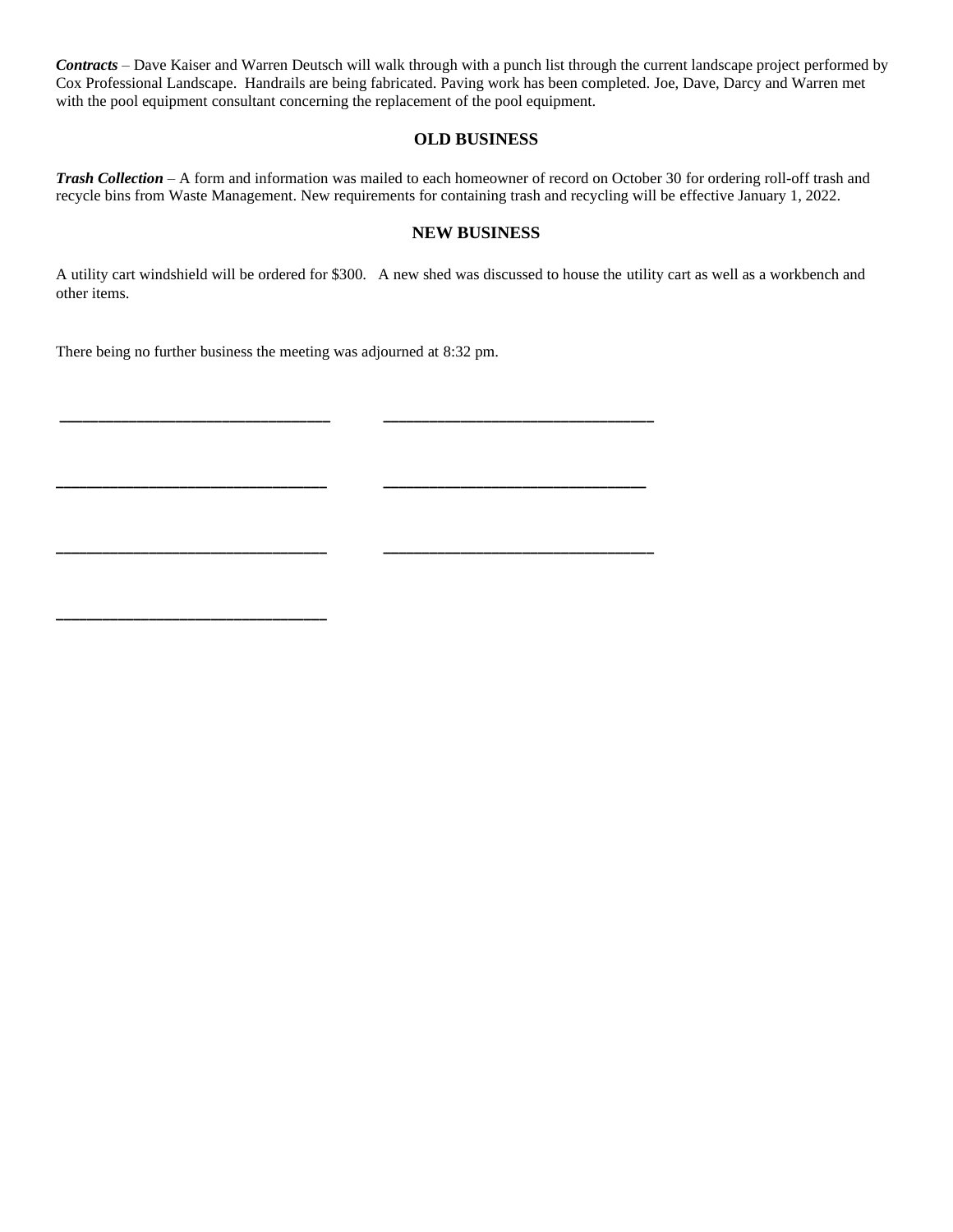***Contracts*** – Dave Kaiser and Warren Deutsch will walk through with a punch list through the current landscape project performed by Cox Professional Landscape. Handrails are being fabricated. Paving work has been completed. Joe, Dave, Darcy and Warren met with the pool equipment consultant concerning the replacement of the pool equipment.

## OLD BUSINESS

***Trash Collection*** – A form and information was mailed to each homeowner of record on October 30 for ordering roll-off trash and recycle bins from Waste Management. New requirements for containing trash and recycling will be effective January 1, 2022.

## NEW BUSINESS

A utility cart windshield will be ordered for $300. A new shed was discussed to house the utility cart as well as a workbench and other items.

There being no further business the meeting was adjourned at 8:32 pm.

________________________________ ________________________________

________________________________ ________________________________

________________________________ ________________________________

________________________________